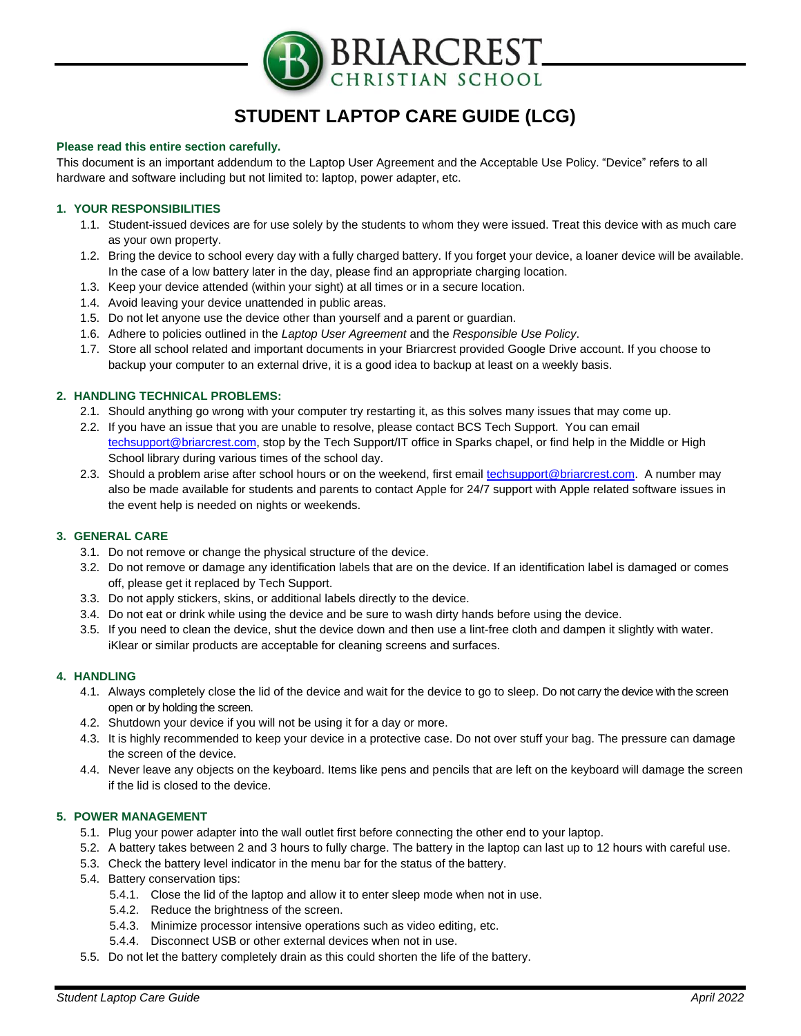BRIARCREST CHRISTIAN SCHOOL

# STUDENT LAPTOP CARE GUIDE (LCG)

**Please read this entire section carefully.**

This document is an important addendum to the Laptop User Agreement and the Acceptable Use Policy. "Device" refers to all hardware and software including but not limited to: laptop, power adapter, etc.

## 1. YOUR RESPONSIBILITIES

1.1. Student-issued devices are for use solely by the students to whom they were issued. Treat this device with as much care as your own property.

1.2. Bring the device to school every day with a fully charged battery. If you forget your device, a loaner device will be available. In the case of a low battery later in the day, please find an appropriate charging location.

1.3. Keep your device attended (within your sight) at all times or in a secure location.

1.4. Avoid leaving your device unattended in public areas.

1.5. Do not let anyone use the device other than yourself and a parent or guardian.

1.6. Adhere to policies outlined in the *Laptop User Agreement* and the *Responsible Use Policy*.

1.7. Store all school related and important documents in your Briarcrest provided Google Drive account. If you choose to backup your computer to an external drive, it is a good idea to backup at least on a weekly basis.

## 2. HANDLING TECHNICAL PROBLEMS:

2.1. Should anything go wrong with your computer try restarting it, as this solves many issues that may come up.

2.2. If you have an issue that you are unable to resolve, please contact BCS Tech Support. You can email techsupport@briarcrest.com, stop by the Tech Support/IT office in Sparks chapel, or find help in the Middle or High School library during various times of the school day.

2.3. Should a problem arise after school hours or on the weekend, first email techsupport@briarcrest.com. A number may also be made available for students and parents to contact Apple for 24/7 support with Apple related software issues in the event help is needed on nights or weekends.

## 3. GENERAL CARE

3.1. Do not remove or change the physical structure of the device.

3.2. Do not remove or damage any identification labels that are on the device. If an identification label is damaged or comes off, please get it replaced by Tech Support.

3.3. Do not apply stickers, skins, or additional labels directly to the device.

3.4. Do not eat or drink while using the device and be sure to wash dirty hands before using the device.

3.5. If you need to clean the device, shut the device down and then use a lint-free cloth and dampen it slightly with water. iKlear or similar products are acceptable for cleaning screens and surfaces.

## 4. HANDLING

4.1. Always completely close the lid of the device and wait for the device to go to sleep. Do not carry the device with the screen open or by holding the screen.

4.2. Shutdown your device if you will not be using it for a day or more.

4.3. It is highly recommended to keep your device in a protective case. Do not over stuff your bag. The pressure can damage the screen of the device.

4.4. Never leave any objects on the keyboard. Items like pens and pencils that are left on the keyboard will damage the screen if the lid is closed to the device.

## 5. POWER MANAGEMENT

5.1. Plug your power adapter into the wall outlet first before connecting the other end to your laptop.

5.2. A battery takes between 2 and 3 hours to fully charge. The battery in the laptop can last up to 12 hours with careful use.

5.3. Check the battery level indicator in the menu bar for the status of the battery.

5.4. Battery conservation tips:

- 5.4.1. Close the lid of the laptop and allow it to enter sleep mode when not in use.
- 5.4.2. Reduce the brightness of the screen.
- 5.4.3. Minimize processor intensive operations such as video editing, etc.
- 5.4.4. Disconnect USB or other external devices when not in use.

5.5. Do not let the battery completely drain as this could shorten the life of the battery.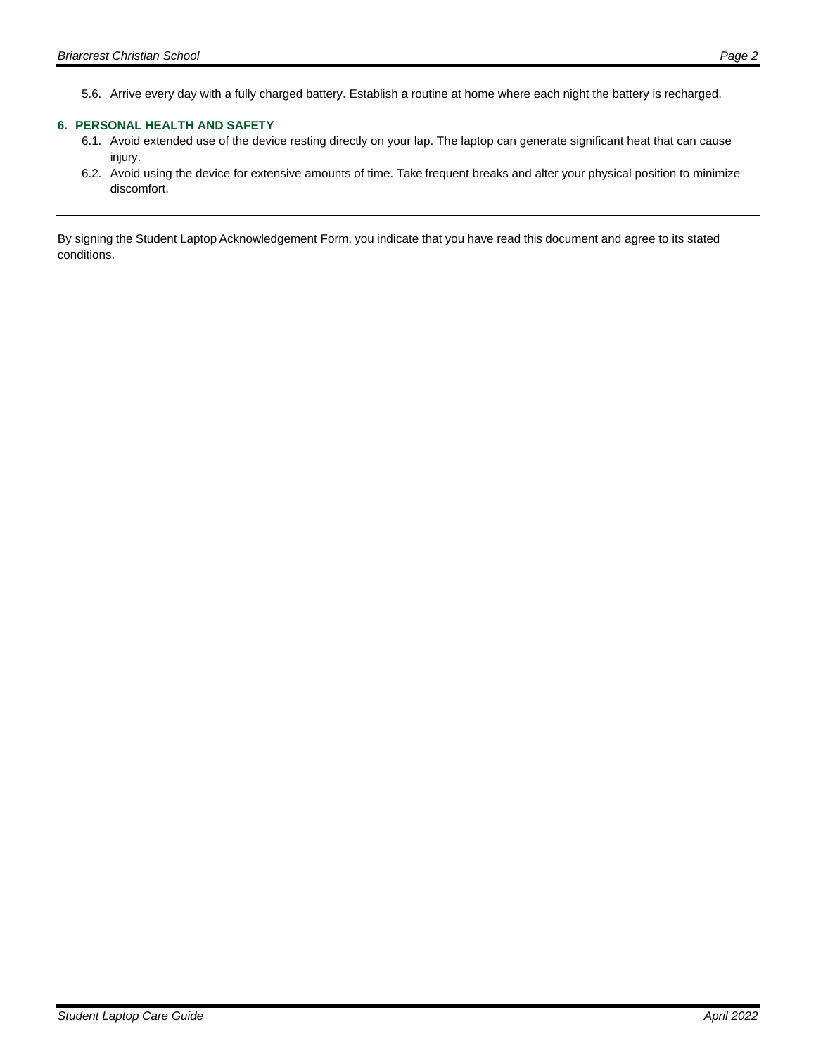5.6. Arrive every day with a fully charged battery. Establish a routine at home where each night the battery is recharged.

## 6. PERSONAL HEALTH AND SAFETY

6.1. Avoid extended use of the device resting directly on your lap. The laptop can generate significant heat that can cause injury.

6.2. Avoid using the device for extensive amounts of time. Take frequent breaks and alter your physical position to minimize discomfort.

---

By signing the Student Laptop Acknowledgement Form, you indicate that you have read this document and agree to its stated conditions.